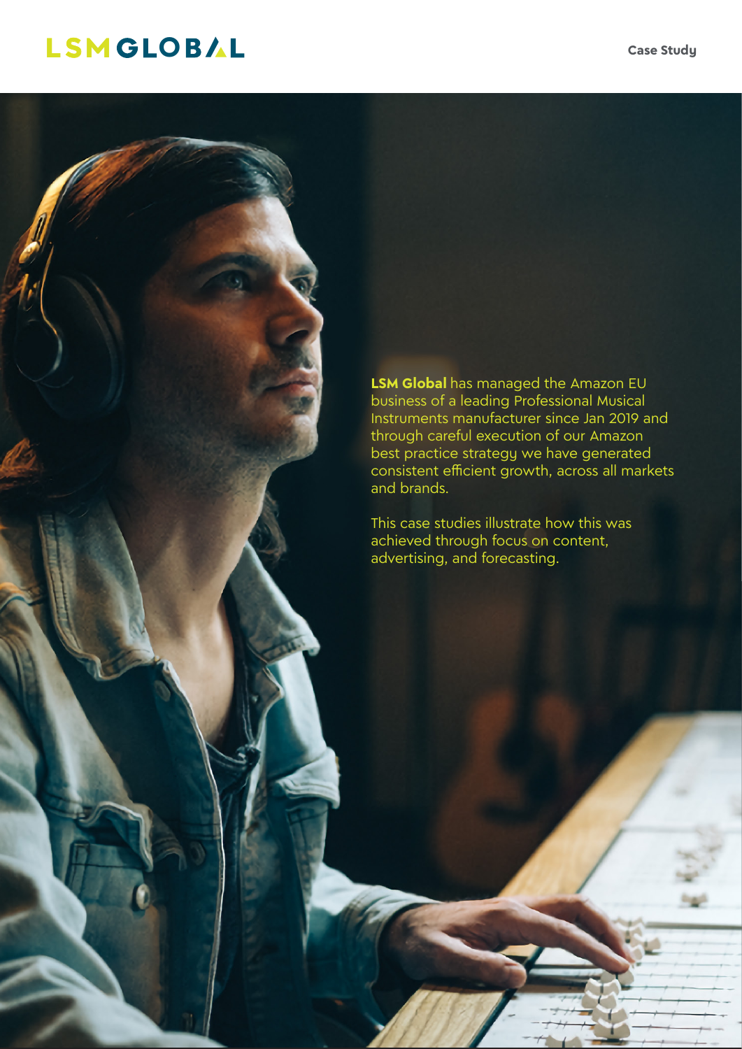LSM GLOBAL

Case Study

**LSM Global** has managed the Amazon EU business of a leading Professional Musical Instruments manufacturer since Jan 2019 and through careful execution of our Amazon best practice strategy we have generated consistent efficient growth, across all markets and brands.

This case studies illustrate how this was achieved through focus on content, advertising, and forecasting.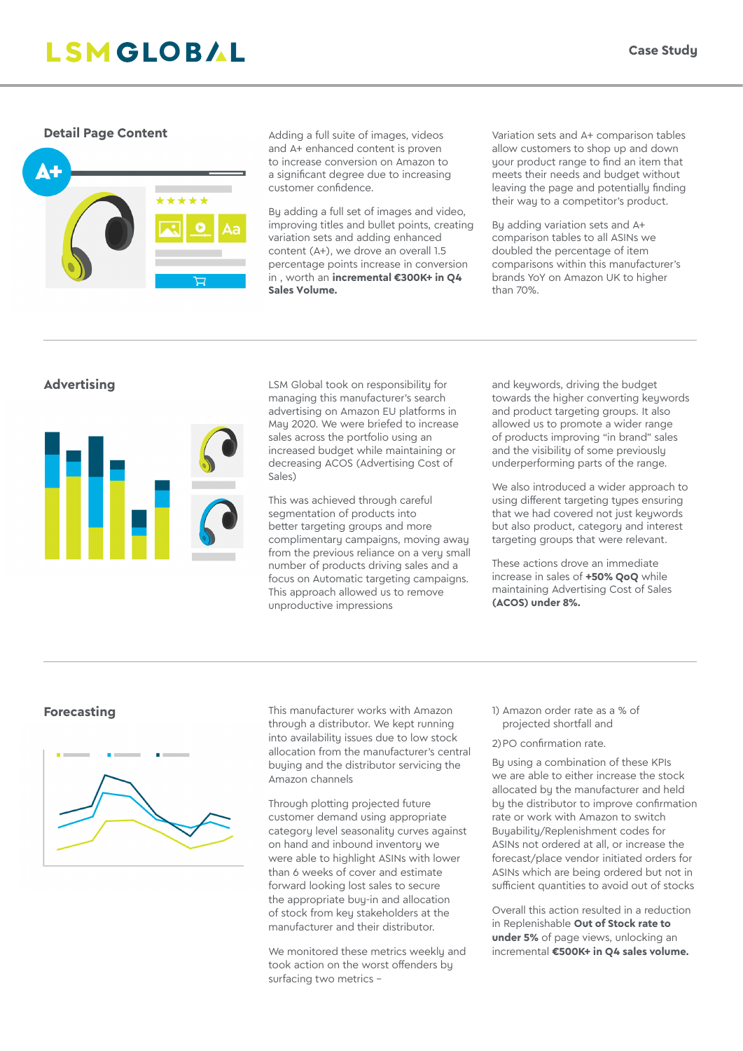## Detail Page Content

Adding a full suite of images, videos and A+ enhanced content is proven to increase conversion on Amazon to a significant degree due to increasing customer confidence.

By adding a full set of images and video, improving titles and bullet points, creating variation sets and adding enhanced content (A+), we drove an overall 1.5 percentage points increase in conversion in , worth an **incremental €300K+ in Q4 Sales Volume.**

Variation sets and A+ comparison tables allow customers to shop up and down your product range to find an item that meets their needs and budget without leaving the page and potentially finding their way to a competitor's product.

By adding variation sets and A+ comparison tables to all ASINs we doubled the percentage of item comparisons within this manufacturer's brands YoY on Amazon UK to higher than 70%.

## Advertising

LSM Global took on responsibility for managing this manufacturer's search advertising on Amazon EU platforms in May 2020. We were briefed to increase sales across the portfolio using an increased budget while maintaining or decreasing ACOS (Advertising Cost of Sales)

This was achieved through careful segmentation of products into better targeting groups and more complimentary campaigns, moving away from the previous reliance on a very small number of products driving sales and a focus on Automatic targeting campaigns. This approach allowed us to remove unproductive impressions and keywords, driving the budget towards the higher converting keywords and product targeting groups. It also allowed us to promote a wider range of products improving "in brand" sales and the visibility of some previously underperforming parts of the range.

We also introduced a wider approach to using different targeting types ensuring that we had covered not just keywords but also product, category and interest targeting groups that were relevant.

These actions drove an immediate increase in sales of **+50% QoQ** while maintaining Advertising Cost of Sales **(ACOS) under 8%.**

## Forecasting

This manufacturer works with Amazon through a distributor. We kept running into availability issues due to low stock allocation from the manufacturer's central buying and the distributor servicing the Amazon channels

Through plotting projected future customer demand using appropriate category level seasonality curves against on hand and inbound inventory we were able to highlight ASINs with lower than 6 weeks of cover and estimate forward looking lost sales to secure the appropriate buy-in and allocation of stock from key stakeholders at the manufacturer and their distributor.

We monitored these metrics weekly and took action on the worst offenders by surfacing two metrics –

1) Amazon order rate as a % of projected shortfall and

2) PO confirmation rate.

By using a combination of these KPIs we are able to either increase the stock allocated by the manufacturer and held by the distributor to improve confirmation rate or work with Amazon to switch Buyability/Replenishment codes for ASINs not ordered at all, or increase the forecast/place vendor initiated orders for ASINs which are being ordered but not in sufficient quantities to avoid out of stocks

Overall this action resulted in a reduction in Replenishable **Out of Stock rate to under 5%** of page views, unlocking an incremental **€500K+ in Q4 sales volume.**